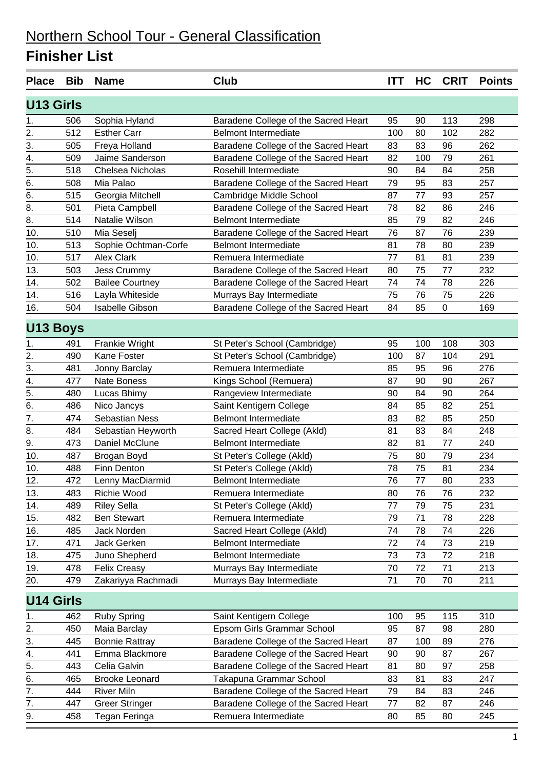# Northern School Tour - General Classification

## Finisher List

| Place | Bib | Name | Club | ITT | HC | CRIT | Points |
|---|---|---|---|---|---|---|---|
| **U13 Girls** | | | | | | | |
| 1. | 506 | Sophia Hyland | Baradene College of the Sacred Heart | 95 | 90 | 113 | 298 |
| 2. | 512 | Esther Carr | Belmont Intermediate | 100 | 80 | 102 | 282 |
| 3. | 505 | Freya Holland | Baradene College of the Sacred Heart | 83 | 83 | 96 | 262 |
| 4. | 509 | Jaime Sanderson | Baradene College of the Sacred Heart | 82 | 100 | 79 | 261 |
| 5. | 518 | Chelsea Nicholas | Rosehill Intermediate | 90 | 84 | 84 | 258 |
| 6. | 508 | Mia Palao | Baradene College of the Sacred Heart | 79 | 95 | 83 | 257 |
| 6. | 515 | Georgia Mitchell | Cambridge Middle School | 87 | 77 | 93 | 257 |
| 8. | 501 | Pieta Campbell | Baradene College of the Sacred Heart | 78 | 82 | 86 | 246 |
| 8. | 514 | Natalie Wilson | Belmont Intermediate | 85 | 79 | 82 | 246 |
| 10. | 510 | Mia Seselj | Baradene College of the Sacred Heart | 76 | 87 | 76 | 239 |
| 10. | 513 | Sophie Ochtman-Corfe | Belmont Intermediate | 81 | 78 | 80 | 239 |
| 10. | 517 | Alex Clark | Remuera Intermediate | 77 | 81 | 81 | 239 |
| 13. | 503 | Jess Crummy | Baradene College of the Sacred Heart | 80 | 75 | 77 | 232 |
| 14. | 502 | Bailee Courtney | Baradene College of the Sacred Heart | 74 | 74 | 78 | 226 |
| 14. | 516 | Layla Whiteside | Murrays Bay Intermediate | 75 | 76 | 75 | 226 |
| 16. | 504 | Isabelle Gibson | Baradene College of the Sacred Heart | 84 | 85 | 0 | 169 |
| **U13 Boys** | | | | | | | |
| 1. | 491 | Frankie Wright | St Peter's School (Cambridge) | 95 | 100 | 108 | 303 |
| 2. | 490 | Kane Foster | St Peter's School (Cambridge) | 100 | 87 | 104 | 291 |
| 3. | 481 | Jonny Barclay | Remuera Intermediate | 85 | 95 | 96 | 276 |
| 4. | 477 | Nate Boness | Kings School (Remuera) | 87 | 90 | 90 | 267 |
| 5. | 480 | Lucas Bhimy | Rangeview Intermediate | 90 | 84 | 90 | 264 |
| 6. | 486 | Nico Jancys | Saint Kentigern College | 84 | 85 | 82 | 251 |
| 7. | 474 | Sebastian Ness | Belmont Intermediate | 83 | 82 | 85 | 250 |
| 8. | 484 | Sebastian Heyworth | Sacred Heart College (Akld) | 81 | 83 | 84 | 248 |
| 9. | 473 | Daniel McClune | Belmont Intermediate | 82 | 81 | 77 | 240 |
| 10. | 487 | Brogan Boyd | St Peter's College (Akld) | 75 | 80 | 79 | 234 |
| 10. | 488 | Finn Denton | St Peter's College (Akld) | 78 | 75 | 81 | 234 |
| 12. | 472 | Lenny MacDiarmid | Belmont Intermediate | 76 | 77 | 80 | 233 |
| 13. | 483 | Richie Wood | Remuera Intermediate | 80 | 76 | 76 | 232 |
| 14. | 489 | Riley Sella | St Peter's College (Akld) | 77 | 79 | 75 | 231 |
| 15. | 482 | Ben Stewart | Remuera Intermediate | 79 | 71 | 78 | 228 |
| 16. | 485 | Jack Norden | Sacred Heart College (Akld) | 74 | 78 | 74 | 226 |
| 17. | 471 | Jack Gerken | Belmont Intermediate | 72 | 74 | 73 | 219 |
| 18. | 475 | Juno Shepherd | Belmont Intermediate | 73 | 73 | 72 | 218 |
| 19. | 478 | Felix Creasy | Murrays Bay Intermediate | 70 | 72 | 71 | 213 |
| 20. | 479 | Zakariyya Rachmadi | Murrays Bay Intermediate | 71 | 70 | 70 | 211 |
| **U14 Girls** | | | | | | | |
| 1. | 462 | Ruby Spring | Saint Kentigern College | 100 | 95 | 115 | 310 |
| 2. | 450 | Maia Barclay | Epsom Girls Grammar School | 95 | 87 | 98 | 280 |
| 3. | 445 | Bonnie Rattray | Baradene College of the Sacred Heart | 87 | 100 | 89 | 276 |
| 4. | 441 | Emma Blackmore | Baradene College of the Sacred Heart | 90 | 90 | 87 | 267 |
| 5. | 443 | Celia Galvin | Baradene College of the Sacred Heart | 81 | 80 | 97 | 258 |
| 6. | 465 | Brooke Leonard | Takapuna Grammar School | 83 | 81 | 83 | 247 |
| 7. | 444 | River Miln | Baradene College of the Sacred Heart | 79 | 84 | 83 | 246 |
| 7. | 447 | Greer Stringer | Baradene College of the Sacred Heart | 77 | 82 | 87 | 246 |
| 9. | 458 | Tegan Feringa | Remuera Intermediate | 80 | 85 | 80 | 245 |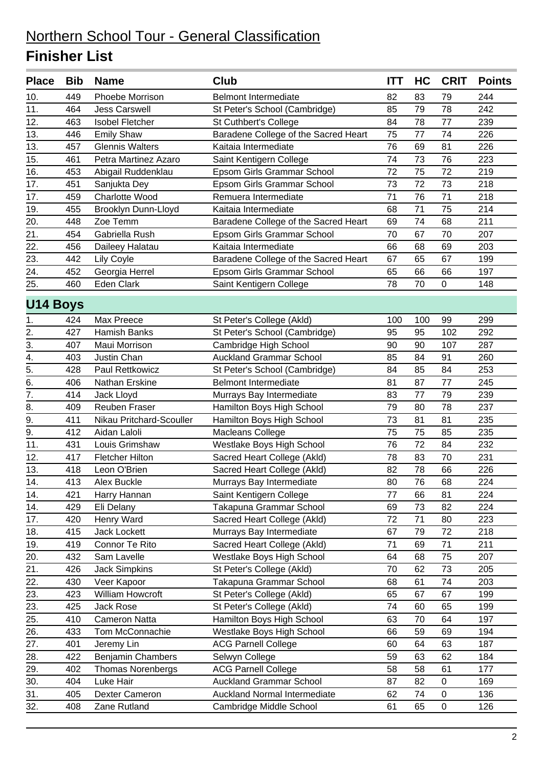# Northern School Tour - General Classification

## Finisher List

| Place | Bib | Name | Club | ITT | HC | CRIT | Points |
|---|---|---|---|---|---|---|---|
| 10. | 449 | Phoebe Morrison | Belmont Intermediate | 82 | 83 | 79 | 244 |
| 11. | 464 | Jess Carswell | St Peter's School (Cambridge) | 85 | 79 | 78 | 242 |
| 12. | 463 | Isobel Fletcher | St Cuthbert's College | 84 | 78 | 77 | 239 |
| 13. | 446 | Emily Shaw | Baradene College of the Sacred Heart | 75 | 77 | 74 | 226 |
| 13. | 457 | Glennis Walters | Kaitaia Intermediate | 76 | 69 | 81 | 226 |
| 15. | 461 | Petra Martinez Azaro | Saint Kentigern College | 74 | 73 | 76 | 223 |
| 16. | 453 | Abigail Ruddenklau | Epsom Girls Grammar School | 72 | 75 | 72 | 219 |
| 17. | 451 | Sanjukta Dey | Epsom Girls Grammar School | 73 | 72 | 73 | 218 |
| 17. | 459 | Charlotte Wood | Remuera Intermediate | 71 | 76 | 71 | 218 |
| 19. | 455 | Brooklyn Dunn-Lloyd | Kaitaia Intermediate | 68 | 71 | 75 | 214 |
| 20. | 448 | Zoe Temm | Baradene College of the Sacred Heart | 69 | 74 | 68 | 211 |
| 21. | 454 | Gabriella Rush | Epsom Girls Grammar School | 70 | 67 | 70 | 207 |
| 22. | 456 | Daileey Halatau | Kaitaia Intermediate | 66 | 68 | 69 | 203 |
| 23. | 442 | Lily Coyle | Baradene College of the Sacred Heart | 67 | 65 | 67 | 199 |
| 24. | 452 | Georgia Herrel | Epsom Girls Grammar School | 65 | 66 | 66 | 197 |
| 25. | 460 | Eden Clark | Saint Kentigern College | 78 | 70 | 0 | 148 |

### U14 Boys

| Place | Bib | Name | Club | ITT | HC | CRIT | Points |
|---|---|---|---|---|---|---|---|
| 1. | 424 | Max Preece | St Peter's College (Akld) | 100 | 100 | 99 | 299 |
| 2. | 427 | Hamish Banks | St Peter's School (Cambridge) | 95 | 95 | 102 | 292 |
| 3. | 407 | Maui Morrison | Cambridge High School | 90 | 90 | 107 | 287 |
| 4. | 403 | Justin Chan | Auckland Grammar School | 85 | 84 | 91 | 260 |
| 5. | 428 | Paul Rettkowicz | St Peter's School (Cambridge) | 84 | 85 | 84 | 253 |
| 6. | 406 | Nathan Erskine | Belmont Intermediate | 81 | 87 | 77 | 245 |
| 7. | 414 | Jack Lloyd | Murrays Bay Intermediate | 83 | 77 | 79 | 239 |
| 8. | 409 | Reuben Fraser | Hamilton Boys High School | 79 | 80 | 78 | 237 |
| 9. | 411 | Nikau Pritchard-Scouller | Hamilton Boys High School | 73 | 81 | 81 | 235 |
| 9. | 412 | Aidan Laloli | Macleans College | 75 | 75 | 85 | 235 |
| 11. | 431 | Louis Grimshaw | Westlake Boys High School | 76 | 72 | 84 | 232 |
| 12. | 417 | Fletcher Hilton | Sacred Heart College (Akld) | 78 | 83 | 70 | 231 |
| 13. | 418 | Leon O'Brien | Sacred Heart College (Akld) | 82 | 78 | 66 | 226 |
| 14. | 413 | Alex Buckle | Murrays Bay Intermediate | 80 | 76 | 68 | 224 |
| 14. | 421 | Harry Hannan | Saint Kentigern College | 77 | 66 | 81 | 224 |
| 14. | 429 | Eli Delany | Takapuna Grammar School | 69 | 73 | 82 | 224 |
| 17. | 420 | Henry Ward | Sacred Heart College (Akld) | 72 | 71 | 80 | 223 |
| 18. | 415 | Jack Lockett | Murrays Bay Intermediate | 67 | 79 | 72 | 218 |
| 19. | 419 | Connor Te Rito | Sacred Heart College (Akld) | 71 | 69 | 71 | 211 |
| 20. | 432 | Sam Lavelle | Westlake Boys High School | 64 | 68 | 75 | 207 |
| 21. | 426 | Jack Simpkins | St Peter's College (Akld) | 70 | 62 | 73 | 205 |
| 22. | 430 | Veer Kapoor | Takapuna Grammar School | 68 | 61 | 74 | 203 |
| 23. | 423 | William Howcroft | St Peter's College (Akld) | 65 | 67 | 67 | 199 |
| 23. | 425 | Jack Rose | St Peter's College (Akld) | 74 | 60 | 65 | 199 |
| 25. | 410 | Cameron Natta | Hamilton Boys High School | 63 | 70 | 64 | 197 |
| 26. | 433 | Tom McConnachie | Westlake Boys High School | 66 | 59 | 69 | 194 |
| 27. | 401 | Jeremy Lin | ACG Parnell College | 60 | 64 | 63 | 187 |
| 28. | 422 | Benjamin Chambers | Selwyn College | 59 | 63 | 62 | 184 |
| 29. | 402 | Thomas Norenbergs | ACG Parnell College | 58 | 58 | 61 | 177 |
| 30. | 404 | Luke Hair | Auckland Grammar School | 87 | 82 | 0 | 169 |
| 31. | 405 | Dexter Cameron | Auckland Normal Intermediate | 62 | 74 | 0 | 136 |
| 32. | 408 | Zane Rutland | Cambridge Middle School | 61 | 65 | 0 | 126 |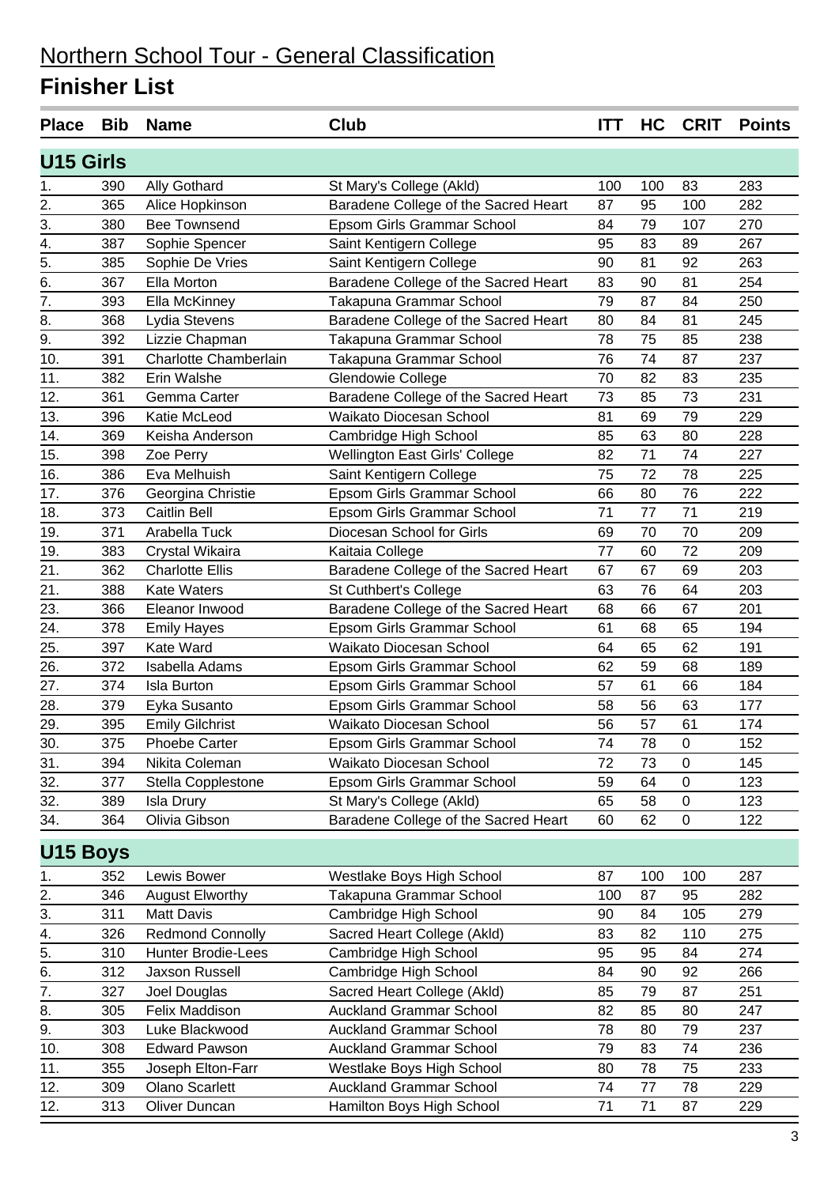# Northern School Tour - General Classification

## Finisher List

| Place | Bib | Name | Club | ITT | HC | CRIT | Points |
|---|---|---|---|---|---|---|---|
| **U15 Girls** | | | | | | | |
| 1. | 390 | Ally Gothard | St Mary's College (Akld) | 100 | 100 | 83 | 283 |
| 2. | 365 | Alice Hopkinson | Baradene College of the Sacred Heart | 87 | 95 | 100 | 282 |
| 3. | 380 | Bee Townsend | Epsom Girls Grammar School | 84 | 79 | 107 | 270 |
| 4. | 387 | Sophie Spencer | Saint Kentigern College | 95 | 83 | 89 | 267 |
| 5. | 385 | Sophie De Vries | Saint Kentigern College | 90 | 81 | 92 | 263 |
| 6. | 367 | Ella Morton | Baradene College of the Sacred Heart | 83 | 90 | 81 | 254 |
| 7. | 393 | Ella McKinney | Takapuna Grammar School | 79 | 87 | 84 | 250 |
| 8. | 368 | Lydia Stevens | Baradene College of the Sacred Heart | 80 | 84 | 81 | 245 |
| 9. | 392 | Lizzie Chapman | Takapuna Grammar School | 78 | 75 | 85 | 238 |
| 10. | 391 | Charlotte Chamberlain | Takapuna Grammar School | 76 | 74 | 87 | 237 |
| 11. | 382 | Erin Walshe | Glendowie College | 70 | 82 | 83 | 235 |
| 12. | 361 | Gemma Carter | Baradene College of the Sacred Heart | 73 | 85 | 73 | 231 |
| 13. | 396 | Katie McLeod | Waikato Diocesan School | 81 | 69 | 79 | 229 |
| 14. | 369 | Keisha Anderson | Cambridge High School | 85 | 63 | 80 | 228 |
| 15. | 398 | Zoe Perry | Wellington East Girls' College | 82 | 71 | 74 | 227 |
| 16. | 386 | Eva Melhuish | Saint Kentigern College | 75 | 72 | 78 | 225 |
| 17. | 376 | Georgina Christie | Epsom Girls Grammar School | 66 | 80 | 76 | 222 |
| 18. | 373 | Caitlin Bell | Epsom Girls Grammar School | 71 | 77 | 71 | 219 |
| 19. | 371 | Arabella Tuck | Diocesan School for Girls | 69 | 70 | 70 | 209 |
| 19. | 383 | Crystal Wikaira | Kaitaia College | 77 | 60 | 72 | 209 |
| 21. | 362 | Charlotte Ellis | Baradene College of the Sacred Heart | 67 | 67 | 69 | 203 |
| 21. | 388 | Kate Waters | St Cuthbert's College | 63 | 76 | 64 | 203 |
| 23. | 366 | Eleanor Inwood | Baradene College of the Sacred Heart | 68 | 66 | 67 | 201 |
| 24. | 378 | Emily Hayes | Epsom Girls Grammar School | 61 | 68 | 65 | 194 |
| 25. | 397 | Kate Ward | Waikato Diocesan School | 64 | 65 | 62 | 191 |
| 26. | 372 | Isabella Adams | Epsom Girls Grammar School | 62 | 59 | 68 | 189 |
| 27. | 374 | Isla Burton | Epsom Girls Grammar School | 57 | 61 | 66 | 184 |
| 28. | 379 | Eyka Susanto | Epsom Girls Grammar School | 58 | 56 | 63 | 177 |
| 29. | 395 | Emily Gilchrist | Waikato Diocesan School | 56 | 57 | 61 | 174 |
| 30. | 375 | Phoebe Carter | Epsom Girls Grammar School | 74 | 78 | 0 | 152 |
| 31. | 394 | Nikita Coleman | Waikato Diocesan School | 72 | 73 | 0 | 145 |
| 32. | 377 | Stella Copplestone | Epsom Girls Grammar School | 59 | 64 | 0 | 123 |
| 32. | 389 | Isla Drury | St Mary's College (Akld) | 65 | 58 | 0 | 123 |
| 34. | 364 | Olivia Gibson | Baradene College of the Sacred Heart | 60 | 62 | 0 | 122 |
| **U15 Boys** | | | | | | | |
| 1. | 352 | Lewis Bower | Westlake Boys High School | 87 | 100 | 100 | 287 |
| 2. | 346 | August Elworthy | Takapuna Grammar School | 100 | 87 | 95 | 282 |
| 3. | 311 | Matt Davis | Cambridge High School | 90 | 84 | 105 | 279 |
| 4. | 326 | Redmond Connolly | Sacred Heart College (Akld) | 83 | 82 | 110 | 275 |
| 5. | 310 | Hunter Brodie-Lees | Cambridge High School | 95 | 95 | 84 | 274 |
| 6. | 312 | Jaxson Russell | Cambridge High School | 84 | 90 | 92 | 266 |
| 7. | 327 | Joel Douglas | Sacred Heart College (Akld) | 85 | 79 | 87 | 251 |
| 8. | 305 | Felix Maddison | Auckland Grammar School | 82 | 85 | 80 | 247 |
| 9. | 303 | Luke Blackwood | Auckland Grammar School | 78 | 80 | 79 | 237 |
| 10. | 308 | Edward Pawson | Auckland Grammar School | 79 | 83 | 74 | 236 |
| 11. | 355 | Joseph Elton-Farr | Westlake Boys High School | 80 | 78 | 75 | 233 |
| 12. | 309 | Olano Scarlett | Auckland Grammar School | 74 | 77 | 78 | 229 |
| 12. | 313 | Oliver Duncan | Hamilton Boys High School | 71 | 71 | 87 | 229 |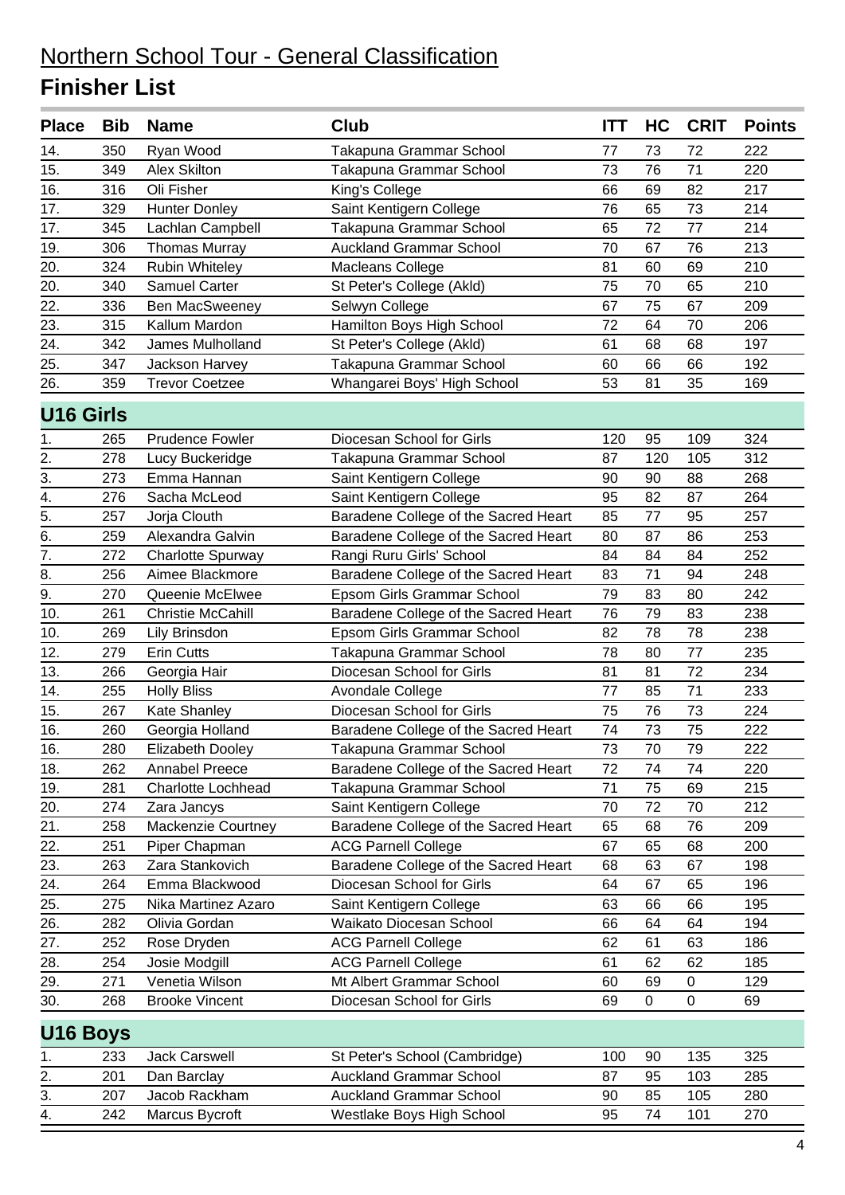# Northern School Tour - General Classification

## Finisher List

| Place | Bib | Name | Club | ITT | HC | CRIT | Points |
|---|---|---|---|---|---|---|---|
| 14. | 350 | Ryan Wood | Takapuna Grammar School | 77 | 73 | 72 | 222 |
| 15. | 349 | Alex Skilton | Takapuna Grammar School | 73 | 76 | 71 | 220 |
| 16. | 316 | Oli Fisher | King's College | 66 | 69 | 82 | 217 |
| 17. | 329 | Hunter Donley | Saint Kentigern College | 76 | 65 | 73 | 214 |
| 17. | 345 | Lachlan Campbell | Takapuna Grammar School | 65 | 72 | 77 | 214 |
| 19. | 306 | Thomas Murray | Auckland Grammar School | 70 | 67 | 76 | 213 |
| 20. | 324 | Rubin Whiteley | Macleans College | 81 | 60 | 69 | 210 |
| 20. | 340 | Samuel Carter | St Peter's College (Akld) | 75 | 70 | 65 | 210 |
| 22. | 336 | Ben MacSweeney | Selwyn College | 67 | 75 | 67 | 209 |
| 23. | 315 | Kallum Mardon | Hamilton Boys High School | 72 | 64 | 70 | 206 |
| 24. | 342 | James Mulholland | St Peter's College (Akld) | 61 | 68 | 68 | 197 |
| 25. | 347 | Jackson Harvey | Takapuna Grammar School | 60 | 66 | 66 | 192 |
| 26. | 359 | Trevor Coetzee | Whangarei Boys' High School | 53 | 81 | 35 | 169 |

### U16 Girls

| Place | Bib | Name | Club | ITT | HC | CRIT | Points |
|---|---|---|---|---|---|---|---|
| 1. | 265 | Prudence Fowler | Diocesan School for Girls | 120 | 95 | 109 | 324 |
| 2. | 278 | Lucy Buckeridge | Takapuna Grammar School | 87 | 120 | 105 | 312 |
| 3. | 273 | Emma Hannan | Saint Kentigern College | 90 | 90 | 88 | 268 |
| 4. | 276 | Sacha McLeod | Saint Kentigern College | 95 | 82 | 87 | 264 |
| 5. | 257 | Jorja Clouth | Baradene College of the Sacred Heart | 85 | 77 | 95 | 257 |
| 6. | 259 | Alexandra Galvin | Baradene College of the Sacred Heart | 80 | 87 | 86 | 253 |
| 7. | 272 | Charlotte Spurway | Rangi Ruru Girls' School | 84 | 84 | 84 | 252 |
| 8. | 256 | Aimee Blackmore | Baradene College of the Sacred Heart | 83 | 71 | 94 | 248 |
| 9. | 270 | Queenie McElwee | Epsom Girls Grammar School | 79 | 83 | 80 | 242 |
| 10. | 261 | Christie McCahill | Baradene College of the Sacred Heart | 76 | 79 | 83 | 238 |
| 10. | 269 | Lily Brinsdon | Epsom Girls Grammar School | 82 | 78 | 78 | 238 |
| 12. | 279 | Erin Cutts | Takapuna Grammar School | 78 | 80 | 77 | 235 |
| 13. | 266 | Georgia Hair | Diocesan School for Girls | 81 | 81 | 72 | 234 |
| 14. | 255 | Holly Bliss | Avondale College | 77 | 85 | 71 | 233 |
| 15. | 267 | Kate Shanley | Diocesan School for Girls | 75 | 76 | 73 | 224 |
| 16. | 260 | Georgia Holland | Baradene College of the Sacred Heart | 74 | 73 | 75 | 222 |
| 16. | 280 | Elizabeth Dooley | Takapuna Grammar School | 73 | 70 | 79 | 222 |
| 18. | 262 | Annabel Preece | Baradene College of the Sacred Heart | 72 | 74 | 74 | 220 |
| 19. | 281 | Charlotte Lochhead | Takapuna Grammar School | 71 | 75 | 69 | 215 |
| 20. | 274 | Zara Jancys | Saint Kentigern College | 70 | 72 | 70 | 212 |
| 21. | 258 | Mackenzie Courtney | Baradene College of the Sacred Heart | 65 | 68 | 76 | 209 |
| 22. | 251 | Piper Chapman | ACG Parnell College | 67 | 65 | 68 | 200 |
| 23. | 263 | Zara Stankovich | Baradene College of the Sacred Heart | 68 | 63 | 67 | 198 |
| 24. | 264 | Emma Blackwood | Diocesan School for Girls | 64 | 67 | 65 | 196 |
| 25. | 275 | Nika Martinez Azaro | Saint Kentigern College | 63 | 66 | 66 | 195 |
| 26. | 282 | Olivia Gordan | Waikato Diocesan School | 66 | 64 | 64 | 194 |
| 27. | 252 | Rose Dryden | ACG Parnell College | 62 | 61 | 63 | 186 |
| 28. | 254 | Josie Modgill | ACG Parnell College | 61 | 62 | 62 | 185 |
| 29. | 271 | Venetia Wilson | Mt Albert Grammar School | 60 | 69 | 0 | 129 |
| 30. | 268 | Brooke Vincent | Diocesan School for Girls | 69 | 0 | 0 | 69 |

### U16 Boys

| Place | Bib | Name | Club | ITT | HC | CRIT | Points |
|---|---|---|---|---|---|---|---|
| 1. | 233 | Jack Carswell | St Peter's School (Cambridge) | 100 | 90 | 135 | 325 |
| 2. | 201 | Dan Barclay | Auckland Grammar School | 87 | 95 | 103 | 285 |
| 3. | 207 | Jacob Rackham | Auckland Grammar School | 90 | 85 | 105 | 280 |
| 4. | 242 | Marcus Bycroft | Westlake Boys High School | 95 | 74 | 101 | 270 |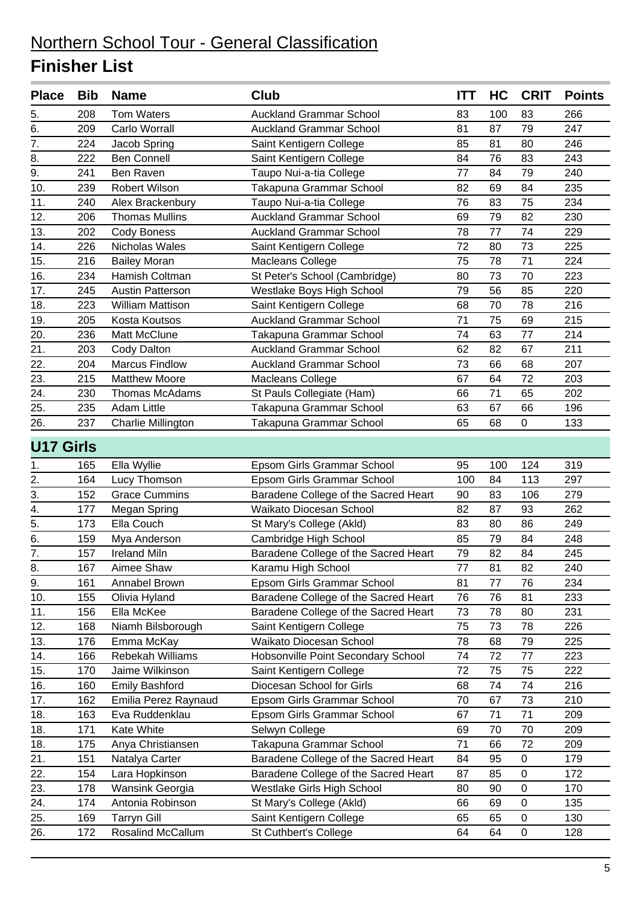# Northern School Tour - General Classification

## Finisher List

| Place | Bib | Name | Club | ITT | HC | CRIT | Points |
|---|---|---|---|---|---|---|---|
| 5. | 208 | Tom Waters | Auckland Grammar School | 83 | 100 | 83 | 266 |
| 6. | 209 | Carlo Worrall | Auckland Grammar School | 81 | 87 | 79 | 247 |
| 7. | 224 | Jacob Spring | Saint Kentigern College | 85 | 81 | 80 | 246 |
| 8. | 222 | Ben Connell | Saint Kentigern College | 84 | 76 | 83 | 243 |
| 9. | 241 | Ben Raven | Taupo Nui-a-tia College | 77 | 84 | 79 | 240 |
| 10. | 239 | Robert Wilson | Takapuna Grammar School | 82 | 69 | 84 | 235 |
| 11. | 240 | Alex Brackenbury | Taupo Nui-a-tia College | 76 | 83 | 75 | 234 |
| 12. | 206 | Thomas Mullins | Auckland Grammar School | 69 | 79 | 82 | 230 |
| 13. | 202 | Cody Boness | Auckland Grammar School | 78 | 77 | 74 | 229 |
| 14. | 226 | Nicholas Wales | Saint Kentigern College | 72 | 80 | 73 | 225 |
| 15. | 216 | Bailey Moran | Macleans College | 75 | 78 | 71 | 224 |
| 16. | 234 | Hamish Coltman | St Peter's School (Cambridge) | 80 | 73 | 70 | 223 |
| 17. | 245 | Austin Patterson | Westlake Boys High School | 79 | 56 | 85 | 220 |
| 18. | 223 | William Mattison | Saint Kentigern College | 68 | 70 | 78 | 216 |
| 19. | 205 | Kosta Koutsos | Auckland Grammar School | 71 | 75 | 69 | 215 |
| 20. | 236 | Matt McClune | Takapuna Grammar School | 74 | 63 | 77 | 214 |
| 21. | 203 | Cody Dalton | Auckland Grammar School | 62 | 82 | 67 | 211 |
| 22. | 204 | Marcus Findlow | Auckland Grammar School | 73 | 66 | 68 | 207 |
| 23. | 215 | Matthew Moore | Macleans College | 67 | 64 | 72 | 203 |
| 24. | 230 | Thomas McAdams | St Pauls Collegiate (Ham) | 66 | 71 | 65 | 202 |
| 25. | 235 | Adam Little | Takapuna Grammar School | 63 | 67 | 66 | 196 |
| 26. | 237 | Charlie Millington | Takapuna Grammar School | 65 | 68 | 0 | 133 |

### U17 Girls

| Place | Bib | Name | Club | ITT | HC | CRIT | Points |
|---|---|---|---|---|---|---|---|
| 1. | 165 | Ella Wyllie | Epsom Girls Grammar School | 95 | 100 | 124 | 319 |
| 2. | 164 | Lucy Thomson | Epsom Girls Grammar School | 100 | 84 | 113 | 297 |
| 3. | 152 | Grace Cummins | Baradene College of the Sacred Heart | 90 | 83 | 106 | 279 |
| 4. | 177 | Megan Spring | Waikato Diocesan School | 82 | 87 | 93 | 262 |
| 5. | 173 | Ella Couch | St Mary's College (Akld) | 83 | 80 | 86 | 249 |
| 6. | 159 | Mya Anderson | Cambridge High School | 85 | 79 | 84 | 248 |
| 7. | 157 | Ireland Miln | Baradene College of the Sacred Heart | 79 | 82 | 84 | 245 |
| 8. | 167 | Aimee Shaw | Karamu High School | 77 | 81 | 82 | 240 |
| 9. | 161 | Annabel Brown | Epsom Girls Grammar School | 81 | 77 | 76 | 234 |
| 10. | 155 | Olivia Hyland | Baradene College of the Sacred Heart | 76 | 76 | 81 | 233 |
| 11. | 156 | Ella McKee | Baradene College of the Sacred Heart | 73 | 78 | 80 | 231 |
| 12. | 168 | Niamh Bilsborough | Saint Kentigern College | 75 | 73 | 78 | 226 |
| 13. | 176 | Emma McKay | Waikato Diocesan School | 78 | 68 | 79 | 225 |
| 14. | 166 | Rebekah Williams | Hobsonville Point Secondary School | 74 | 72 | 77 | 223 |
| 15. | 170 | Jaime Wilkinson | Saint Kentigern College | 72 | 75 | 75 | 222 |
| 16. | 160 | Emily Bashford | Diocesan School for Girls | 68 | 74 | 74 | 216 |
| 17. | 162 | Emilia Perez Raynaud | Epsom Girls Grammar School | 70 | 67 | 73 | 210 |
| 18. | 163 | Eva Ruddenklau | Epsom Girls Grammar School | 67 | 71 | 71 | 209 |
| 18. | 171 | Kate White | Selwyn College | 69 | 70 | 70 | 209 |
| 18. | 175 | Anya Christiansen | Takapuna Grammar School | 71 | 66 | 72 | 209 |
| 21. | 151 | Natalya Carter | Baradene College of the Sacred Heart | 84 | 95 | 0 | 179 |
| 22. | 154 | Lara Hopkinson | Baradene College of the Sacred Heart | 87 | 85 | 0 | 172 |
| 23. | 178 | Wansink Georgia | Westlake Girls High School | 80 | 90 | 0 | 170 |
| 24. | 174 | Antonia Robinson | St Mary's College (Akld) | 66 | 69 | 0 | 135 |
| 25. | 169 | Tarryn Gill | Saint Kentigern College | 65 | 65 | 0 | 130 |
| 26. | 172 | Rosalind McCallum | St Cuthbert's College | 64 | 64 | 0 | 128 |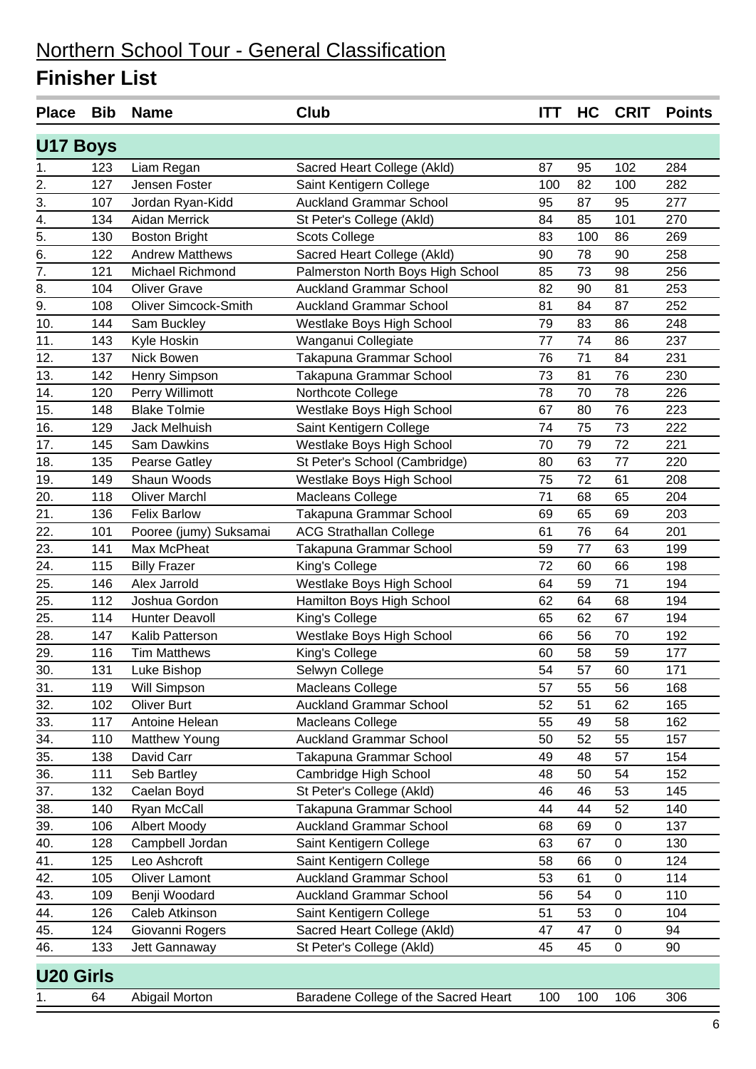# Northern School Tour - General Classification

## Finisher List

| Place | Bib | Name | Club | ITT | HC | CRIT | Points |
|---|---|---|---|---|---|---|---|
| **U17 Boys** | | | | | | | |
| 1. | 123 | Liam Regan | Sacred Heart College (Akld) | 87 | 95 | 102 | 284 |
| 2. | 127 | Jensen Foster | Saint Kentigern College | 100 | 82 | 100 | 282 |
| 3. | 107 | Jordan Ryan-Kidd | Auckland Grammar School | 95 | 87 | 95 | 277 |
| 4. | 134 | Aidan Merrick | St Peter's College (Akld) | 84 | 85 | 101 | 270 |
| 5. | 130 | Boston Bright | Scots College | 83 | 100 | 86 | 269 |
| 6. | 122 | Andrew Matthews | Sacred Heart College (Akld) | 90 | 78 | 90 | 258 |
| 7. | 121 | Michael Richmond | Palmerston North Boys High School | 85 | 73 | 98 | 256 |
| 8. | 104 | Oliver Grave | Auckland Grammar School | 82 | 90 | 81 | 253 |
| 9. | 108 | Oliver Simcock-Smith | Auckland Grammar School | 81 | 84 | 87 | 252 |
| 10. | 144 | Sam Buckley | Westlake Boys High School | 79 | 83 | 86 | 248 |
| 11. | 143 | Kyle Hoskin | Wanganui Collegiate | 77 | 74 | 86 | 237 |
| 12. | 137 | Nick Bowen | Takapuna Grammar School | 76 | 71 | 84 | 231 |
| 13. | 142 | Henry Simpson | Takapuna Grammar School | 73 | 81 | 76 | 230 |
| 14. | 120 | Perry Willimott | Northcote College | 78 | 70 | 78 | 226 |
| 15. | 148 | Blake Tolmie | Westlake Boys High School | 67 | 80 | 76 | 223 |
| 16. | 129 | Jack Melhuish | Saint Kentigern College | 74 | 75 | 73 | 222 |
| 17. | 145 | Sam Dawkins | Westlake Boys High School | 70 | 79 | 72 | 221 |
| 18. | 135 | Pearse Gatley | St Peter's School (Cambridge) | 80 | 63 | 77 | 220 |
| 19. | 149 | Shaun Woods | Westlake Boys High School | 75 | 72 | 61 | 208 |
| 20. | 118 | Oliver Marchl | Macleans College | 71 | 68 | 65 | 204 |
| 21. | 136 | Felix Barlow | Takapuna Grammar School | 69 | 65 | 69 | 203 |
| 22. | 101 | Pooree (jumy) Suksamai | ACG Strathallan College | 61 | 76 | 64 | 201 |
| 23. | 141 | Max McPheat | Takapuna Grammar School | 59 | 77 | 63 | 199 |
| 24. | 115 | Billy Frazer | King's College | 72 | 60 | 66 | 198 |
| 25. | 146 | Alex Jarrold | Westlake Boys High School | 64 | 59 | 71 | 194 |
| 25. | 112 | Joshua Gordon | Hamilton Boys High School | 62 | 64 | 68 | 194 |
| 25. | 114 | Hunter Deavoll | King's College | 65 | 62 | 67 | 194 |
| 28. | 147 | Kalib Patterson | Westlake Boys High School | 66 | 56 | 70 | 192 |
| 29. | 116 | Tim Matthews | King's College | 60 | 58 | 59 | 177 |
| 30. | 131 | Luke Bishop | Selwyn College | 54 | 57 | 60 | 171 |
| 31. | 119 | Will Simpson | Macleans College | 57 | 55 | 56 | 168 |
| 32. | 102 | Oliver Burt | Auckland Grammar School | 52 | 51 | 62 | 165 |
| 33. | 117 | Antoine Helean | Macleans College | 55 | 49 | 58 | 162 |
| 34. | 110 | Matthew Young | Auckland Grammar School | 50 | 52 | 55 | 157 |
| 35. | 138 | David Carr | Takapuna Grammar School | 49 | 48 | 57 | 154 |
| 36. | 111 | Seb Bartley | Cambridge High School | 48 | 50 | 54 | 152 |
| 37. | 132 | Caelan Boyd | St Peter's College (Akld) | 46 | 46 | 53 | 145 |
| 38. | 140 | Ryan McCall | Takapuna Grammar School | 44 | 44 | 52 | 140 |
| 39. | 106 | Albert Moody | Auckland Grammar School | 68 | 69 | 0 | 137 |
| 40. | 128 | Campbell Jordan | Saint Kentigern College | 63 | 67 | 0 | 130 |
| 41. | 125 | Leo Ashcroft | Saint Kentigern College | 58 | 66 | 0 | 124 |
| 42. | 105 | Oliver Lamont | Auckland Grammar School | 53 | 61 | 0 | 114 |
| 43. | 109 | Benji Woodard | Auckland Grammar School | 56 | 54 | 0 | 110 |
| 44. | 126 | Caleb Atkinson | Saint Kentigern College | 51 | 53 | 0 | 104 |
| 45. | 124 | Giovanni Rogers | Sacred Heart College (Akld) | 47 | 47 | 0 | 94 |
| 46. | 133 | Jett Gannaway | St Peter's College (Akld) | 45 | 45 | 0 | 90 |
| **U20 Girls** | | | | | | | |
| 1. | 64 | Abigail Morton | Baradene College of the Sacred Heart | 100 | 100 | 106 | 306 |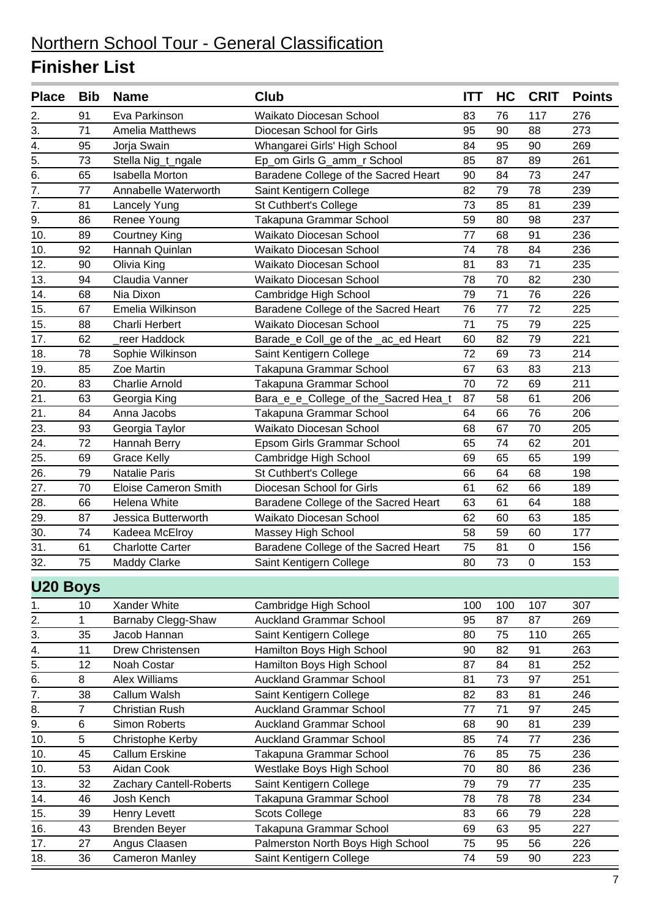# Northern School Tour - General Classification

## Finisher List

| Place | Bib | Name | Club | ITT | HC | CRIT | Points |
|---|---|---|---|---|---|---|---|
| 2. | 91 | Eva Parkinson | Waikato Diocesan School | 83 | 76 | 117 | 276 |
| 3. | 71 | Amelia Matthews | Diocesan School for Girls | 95 | 90 | 88 | 273 |
| 4. | 95 | Jorja Swain | Whangarei Girls' High School | 84 | 95 | 90 | 269 |
| 5. | 73 | Stella Nig_t_ngale | Ep_om Girls G_amm_r School | 85 | 87 | 89 | 261 |
| 6. | 65 | Isabella Morton | Baradene College of the Sacred Heart | 90 | 84 | 73 | 247 |
| 7. | 77 | Annabelle Waterworth | Saint Kentigern College | 82 | 79 | 78 | 239 |
| 7. | 81 | Lancely Yung | St Cuthbert's College | 73 | 85 | 81 | 239 |
| 9. | 86 | Renee Young | Takapuna Grammar School | 59 | 80 | 98 | 237 |
| 10. | 89 | Courtney King | Waikato Diocesan School | 77 | 68 | 91 | 236 |
| 10. | 92 | Hannah Quinlan | Waikato Diocesan School | 74 | 78 | 84 | 236 |
| 12. | 90 | Olivia King | Waikato Diocesan School | 81 | 83 | 71 | 235 |
| 13. | 94 | Claudia Vanner | Waikato Diocesan School | 78 | 70 | 82 | 230 |
| 14. | 68 | Nia Dixon | Cambridge High School | 79 | 71 | 76 | 226 |
| 15. | 67 | Emelia Wilkinson | Baradene College of the Sacred Heart | 76 | 77 | 72 | 225 |
| 15. | 88 | Charli Herbert | Waikato Diocesan School | 71 | 75 | 79 | 225 |
| 17. | 62 | _reer Haddock | Barade_e Coll_ge of the _ac_ed Heart | 60 | 82 | 79 | 221 |
| 18. | 78 | Sophie Wilkinson | Saint Kentigern College | 72 | 69 | 73 | 214 |
| 19. | 85 | Zoe Martin | Takapuna Grammar School | 67 | 63 | 83 | 213 |
| 20. | 83 | Charlie Arnold | Takapuna Grammar School | 70 | 72 | 69 | 211 |
| 21. | 63 | Georgia King | Bara_e_e_College_of_the_Sacred Hea_t | 87 | 58 | 61 | 206 |
| 21. | 84 | Anna Jacobs | Takapuna Grammar School | 64 | 66 | 76 | 206 |
| 23. | 93 | Georgia Taylor | Waikato Diocesan School | 68 | 67 | 70 | 205 |
| 24. | 72 | Hannah Berry | Epsom Girls Grammar School | 65 | 74 | 62 | 201 |
| 25. | 69 | Grace Kelly | Cambridge High School | 69 | 65 | 65 | 199 |
| 26. | 79 | Natalie Paris | St Cuthbert's College | 66 | 64 | 68 | 198 |
| 27. | 70 | Eloise Cameron Smith | Diocesan School for Girls | 61 | 62 | 66 | 189 |
| 28. | 66 | Helena White | Baradene College of the Sacred Heart | 63 | 61 | 64 | 188 |
| 29. | 87 | Jessica Butterworth | Waikato Diocesan School | 62 | 60 | 63 | 185 |
| 30. | 74 | Kadeea McElroy | Massey High School | 58 | 59 | 60 | 177 |
| 31. | 61 | Charlotte Carter | Baradene College of the Sacred Heart | 75 | 81 | 0 | 156 |
| 32. | 75 | Maddy Clarke | Saint Kentigern College | 80 | 73 | 0 | 153 |

## U20 Boys

| Place | Bib | Name | Club | ITT | HC | CRIT | Points |
|---|---|---|---|---|---|---|---|
| 1. | 10 | Xander White | Cambridge High School | 100 | 100 | 107 | 307 |
| 2. | 1 | Barnaby Clegg-Shaw | Auckland Grammar School | 95 | 87 | 87 | 269 |
| 3. | 35 | Jacob Hannan | Saint Kentigern College | 80 | 75 | 110 | 265 |
| 4. | 11 | Drew Christensen | Hamilton Boys High School | 90 | 82 | 91 | 263 |
| 5. | 12 | Noah Costar | Hamilton Boys High School | 87 | 84 | 81 | 252 |
| 6. | 8 | Alex Williams | Auckland Grammar School | 81 | 73 | 97 | 251 |
| 7. | 38 | Callum Walsh | Saint Kentigern College | 82 | 83 | 81 | 246 |
| 8. | 7 | Christian Rush | Auckland Grammar School | 77 | 71 | 97 | 245 |
| 9. | 6 | Simon Roberts | Auckland Grammar School | 68 | 90 | 81 | 239 |
| 10. | 5 | Christophe Kerby | Auckland Grammar School | 85 | 74 | 77 | 236 |
| 10. | 45 | Callum Erskine | Takapuna Grammar School | 76 | 85 | 75 | 236 |
| 10. | 53 | Aidan Cook | Westlake Boys High School | 70 | 80 | 86 | 236 |
| 13. | 32 | Zachary Cantell-Roberts | Saint Kentigern College | 79 | 79 | 77 | 235 |
| 14. | 46 | Josh Kench | Takapuna Grammar School | 78 | 78 | 78 | 234 |
| 15. | 39 | Henry Levett | Scots College | 83 | 66 | 79 | 228 |
| 16. | 43 | Brenden Beyer | Takapuna Grammar School | 69 | 63 | 95 | 227 |
| 17. | 27 | Angus Claasen | Palmerston North Boys High School | 75 | 95 | 56 | 226 |
| 18. | 36 | Cameron Manley | Saint Kentigern College | 74 | 59 | 90 | 223 |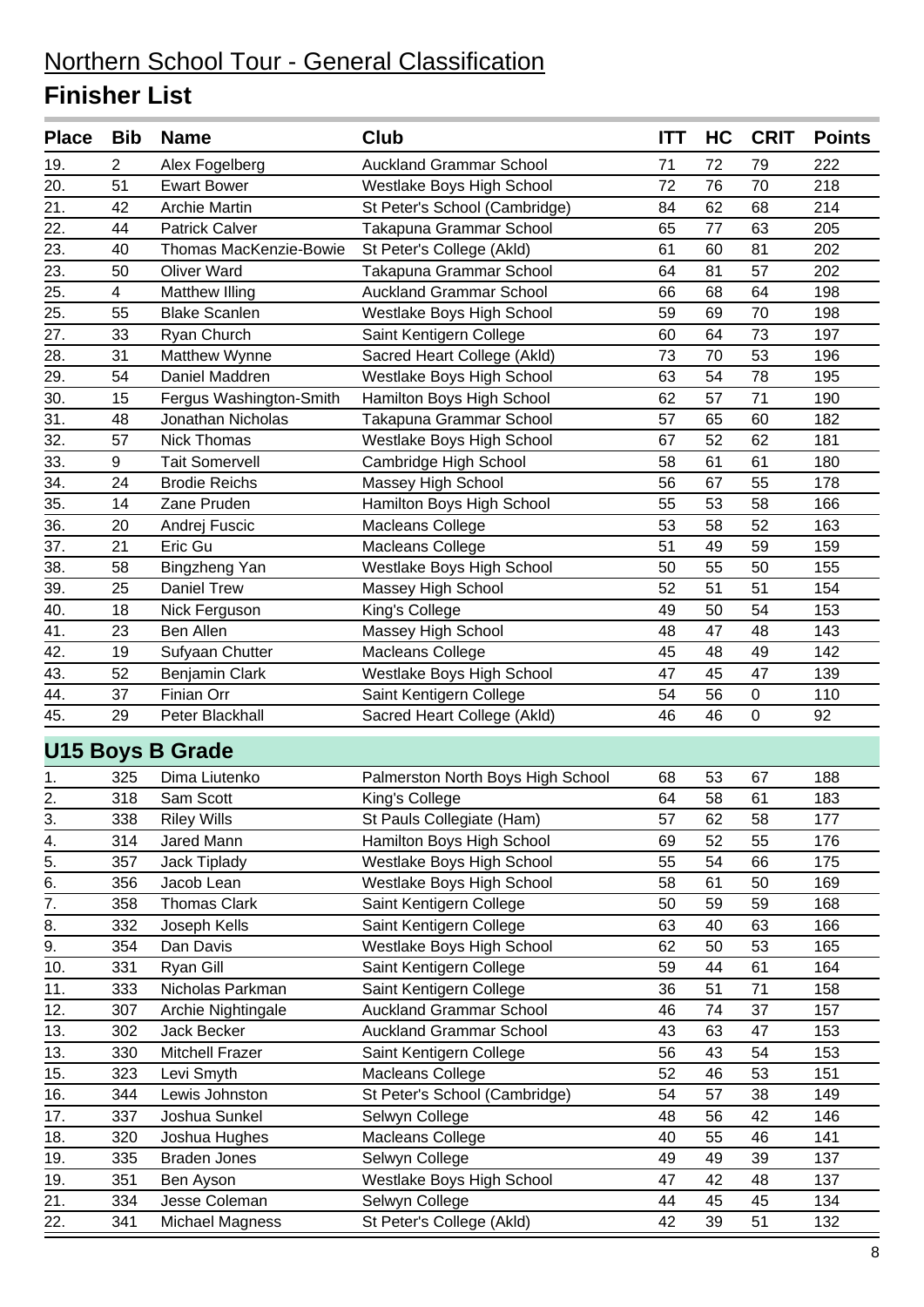# Northern School Tour - General Classification

## Finisher List

| Place | Bib | Name | Club | ITT | HC | CRIT | Points |
|---|---|---|---|---|---|---|---|
| 19. | 2 | Alex Fogelberg | Auckland Grammar School | 71 | 72 | 79 | 222 |
| 20. | 51 | Ewart Bower | Westlake Boys High School | 72 | 76 | 70 | 218 |
| 21. | 42 | Archie Martin | St Peter's School (Cambridge) | 84 | 62 | 68 | 214 |
| 22. | 44 | Patrick Calver | Takapuna Grammar School | 65 | 77 | 63 | 205 |
| 23. | 40 | Thomas MacKenzie-Bowie | St Peter's College (Akld) | 61 | 60 | 81 | 202 |
| 23. | 50 | Oliver Ward | Takapuna Grammar School | 64 | 81 | 57 | 202 |
| 25. | 4 | Matthew Illing | Auckland Grammar School | 66 | 68 | 64 | 198 |
| 25. | 55 | Blake Scanlen | Westlake Boys High School | 59 | 69 | 70 | 198 |
| 27. | 33 | Ryan Church | Saint Kentigern College | 60 | 64 | 73 | 197 |
| 28. | 31 | Matthew Wynne | Sacred Heart College (Akld) | 73 | 70 | 53 | 196 |
| 29. | 54 | Daniel Maddren | Westlake Boys High School | 63 | 54 | 78 | 195 |
| 30. | 15 | Fergus Washington-Smith | Hamilton Boys High School | 62 | 57 | 71 | 190 |
| 31. | 48 | Jonathan Nicholas | Takapuna Grammar School | 57 | 65 | 60 | 182 |
| 32. | 57 | Nick Thomas | Westlake Boys High School | 67 | 52 | 62 | 181 |
| 33. | 9 | Tait Somervell | Cambridge High School | 58 | 61 | 61 | 180 |
| 34. | 24 | Brodie Reichs | Massey High School | 56 | 67 | 55 | 178 |
| 35. | 14 | Zane Pruden | Hamilton Boys High School | 55 | 53 | 58 | 166 |
| 36. | 20 | Andrej Fuscic | Macleans College | 53 | 58 | 52 | 163 |
| 37. | 21 | Eric Gu | Macleans College | 51 | 49 | 59 | 159 |
| 38. | 58 | Bingzheng Yan | Westlake Boys High School | 50 | 55 | 50 | 155 |
| 39. | 25 | Daniel Trew | Massey High School | 52 | 51 | 51 | 154 |
| 40. | 18 | Nick Ferguson | King's College | 49 | 50 | 54 | 153 |
| 41. | 23 | Ben Allen | Massey High School | 48 | 47 | 48 | 143 |
| 42. | 19 | Sufyaan Chutter | Macleans College | 45 | 48 | 49 | 142 |
| 43. | 52 | Benjamin Clark | Westlake Boys High School | 47 | 45 | 47 | 139 |
| 44. | 37 | Finian Orr | Saint Kentigern College | 54 | 56 | 0 | 110 |
| 45. | 29 | Peter Blackhall | Sacred Heart College (Akld) | 46 | 46 | 0 | 92 |

### U15 Boys B Grade

| Place | Bib | Name | Club | ITT | HC | CRIT | Points |
|---|---|---|---|---|---|---|---|
| 1. | 325 | Dima Liutenko | Palmerston North Boys High School | 68 | 53 | 67 | 188 |
| 2. | 318 | Sam Scott | King's College | 64 | 58 | 61 | 183 |
| 3. | 338 | Riley Wills | St Pauls Collegiate (Ham) | 57 | 62 | 58 | 177 |
| 4. | 314 | Jared Mann | Hamilton Boys High School | 69 | 52 | 55 | 176 |
| 5. | 357 | Jack Tiplady | Westlake Boys High School | 55 | 54 | 66 | 175 |
| 6. | 356 | Jacob Lean | Westlake Boys High School | 58 | 61 | 50 | 169 |
| 7. | 358 | Thomas Clark | Saint Kentigern College | 50 | 59 | 59 | 168 |
| 8. | 332 | Joseph Kells | Saint Kentigern College | 63 | 40 | 63 | 166 |
| 9. | 354 | Dan Davis | Westlake Boys High School | 62 | 50 | 53 | 165 |
| 10. | 331 | Ryan Gill | Saint Kentigern College | 59 | 44 | 61 | 164 |
| 11. | 333 | Nicholas Parkman | Saint Kentigern College | 36 | 51 | 71 | 158 |
| 12. | 307 | Archie Nightingale | Auckland Grammar School | 46 | 74 | 37 | 157 |
| 13. | 302 | Jack Becker | Auckland Grammar School | 43 | 63 | 47 | 153 |
| 13. | 330 | Mitchell Frazer | Saint Kentigern College | 56 | 43 | 54 | 153 |
| 15. | 323 | Levi Smyth | Macleans College | 52 | 46 | 53 | 151 |
| 16. | 344 | Lewis Johnston | St Peter's School (Cambridge) | 54 | 57 | 38 | 149 |
| 17. | 337 | Joshua Sunkel | Selwyn College | 48 | 56 | 42 | 146 |
| 18. | 320 | Joshua Hughes | Macleans College | 40 | 55 | 46 | 141 |
| 19. | 335 | Braden Jones | Selwyn College | 49 | 49 | 39 | 137 |
| 19. | 351 | Ben Ayson | Westlake Boys High School | 47 | 42 | 48 | 137 |
| 21. | 334 | Jesse Coleman | Selwyn College | 44 | 45 | 45 | 134 |
| 22. | 341 | Michael Magness | St Peter's College (Akld) | 42 | 39 | 51 | 132 |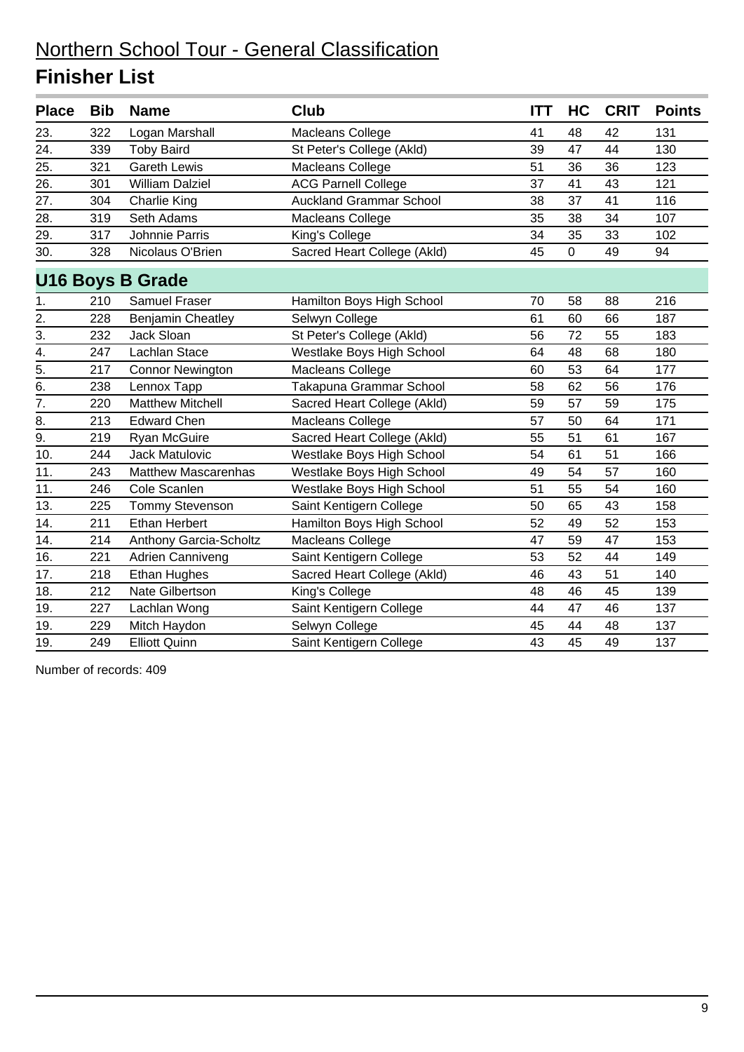# Northern School Tour - General Classification

## Finisher List

| Place | Bib | Name | Club | ITT | HC | CRIT | Points |
|---|---|---|---|---|---|---|---|
| 23. | 322 | Logan Marshall | Macleans College | 41 | 48 | 42 | 131 |
| 24. | 339 | Toby Baird | St Peter's College (Akld) | 39 | 47 | 44 | 130 |
| 25. | 321 | Gareth Lewis | Macleans College | 51 | 36 | 36 | 123 |
| 26. | 301 | William Dalziel | ACG Parnell College | 37 | 41 | 43 | 121 |
| 27. | 304 | Charlie King | Auckland Grammar School | 38 | 37 | 41 | 116 |
| 28. | 319 | Seth Adams | Macleans College | 35 | 38 | 34 | 107 |
| 29. | 317 | Johnnie Parris | King's College | 34 | 35 | 33 | 102 |
| 30. | 328 | Nicolaus O'Brien | Sacred Heart College (Akld) | 45 | 0 | 49 | 94 |

### U16 Boys B Grade

| Place | Bib | Name | Club | ITT | HC | CRIT | Points |
|---|---|---|---|---|---|---|---|
| 1. | 210 | Samuel Fraser | Hamilton Boys High School | 70 | 58 | 88 | 216 |
| 2. | 228 | Benjamin Cheatley | Selwyn College | 61 | 60 | 66 | 187 |
| 3. | 232 | Jack Sloan | St Peter's College (Akld) | 56 | 72 | 55 | 183 |
| 4. | 247 | Lachlan Stace | Westlake Boys High School | 64 | 48 | 68 | 180 |
| 5. | 217 | Connor Newington | Macleans College | 60 | 53 | 64 | 177 |
| 6. | 238 | Lennox Tapp | Takapuna Grammar School | 58 | 62 | 56 | 176 |
| 7. | 220 | Matthew Mitchell | Sacred Heart College (Akld) | 59 | 57 | 59 | 175 |
| 8. | 213 | Edward Chen | Macleans College | 57 | 50 | 64 | 171 |
| 9. | 219 | Ryan McGuire | Sacred Heart College (Akld) | 55 | 51 | 61 | 167 |
| 10. | 244 | Jack Matulovic | Westlake Boys High School | 54 | 61 | 51 | 166 |
| 11. | 243 | Matthew Mascarenhas | Westlake Boys High School | 49 | 54 | 57 | 160 |
| 11. | 246 | Cole Scanlen | Westlake Boys High School | 51 | 55 | 54 | 160 |
| 13. | 225 | Tommy Stevenson | Saint Kentigern College | 50 | 65 | 43 | 158 |
| 14. | 211 | Ethan Herbert | Hamilton Boys High School | 52 | 49 | 52 | 153 |
| 14. | 214 | Anthony Garcia-Scholtz | Macleans College | 47 | 59 | 47 | 153 |
| 16. | 221 | Adrien Canniveng | Saint Kentigern College | 53 | 52 | 44 | 149 |
| 17. | 218 | Ethan Hughes | Sacred Heart College (Akld) | 46 | 43 | 51 | 140 |
| 18. | 212 | Nate Gilbertson | King's College | 48 | 46 | 45 | 139 |
| 19. | 227 | Lachlan Wong | Saint Kentigern College | 44 | 47 | 46 | 137 |
| 19. | 229 | Mitch Haydon | Selwyn College | 45 | 44 | 48 | 137 |
| 19. | 249 | Elliott Quinn | Saint Kentigern College | 43 | 45 | 49 | 137 |

Number of records: 409